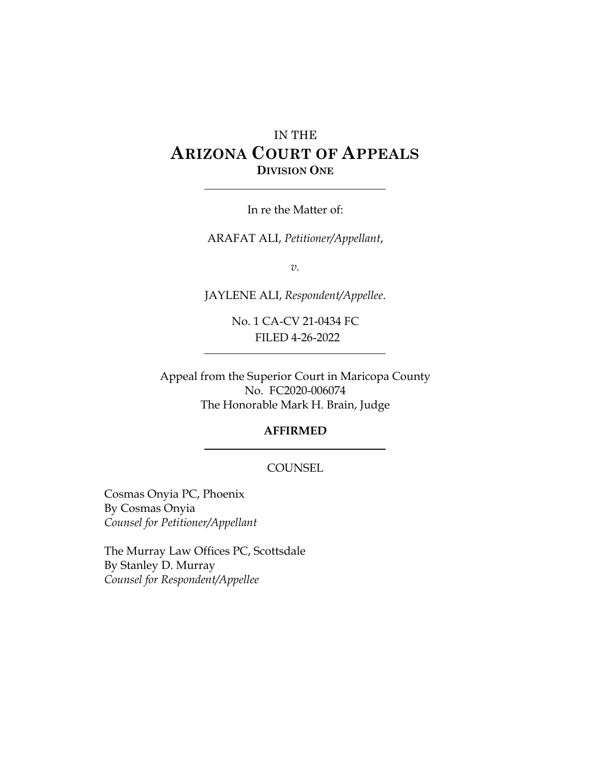IN THE

# ARIZONA COURT OF APPEALS

**DIVISION ONE**

---

In re the Matter of:

ARAFAT ALI, *Petitioner/Appellant*,

*v.*

JAYLENE ALI, *Respondent/Appellee*.

No. 1 CA-CV 21-0434 FC
FILED 4-26-2022

---

Appeal from the Superior Court in Maricopa County
No. FC2020-006074
The Honorable Mark H. Brain, Judge

**AFFIRMED**

---

COUNSEL

Cosmas Onyia PC, Phoenix
By Cosmas Onyia
*Counsel for Petitioner/Appellant*

The Murray Law Offices PC, Scottsdale
By Stanley D. Murray
*Counsel for Respondent/Appellee*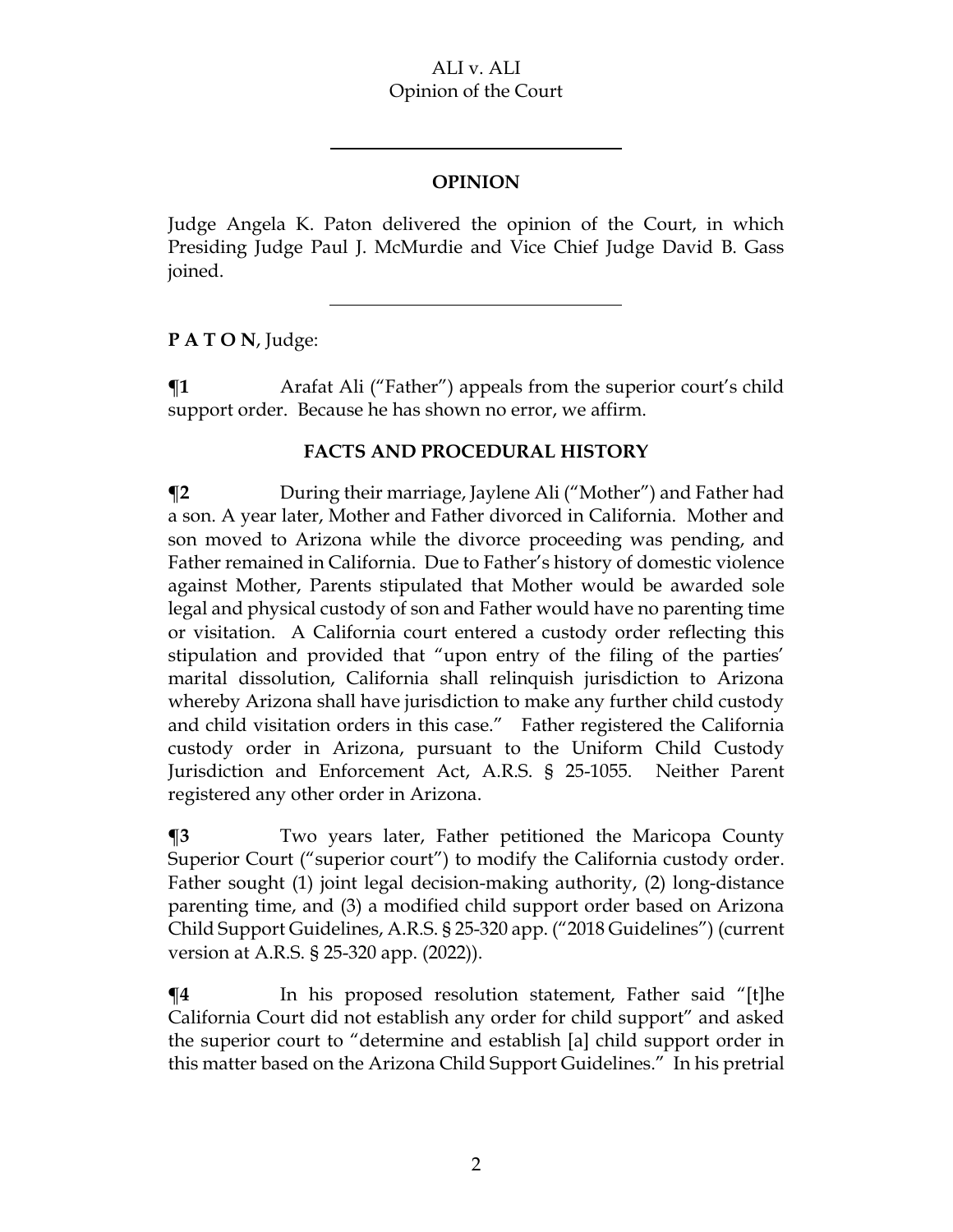## OPINION

Judge Angela K. Paton delivered the opinion of the Court, in which Presiding Judge Paul J. McMurdie and Vice Chief Judge David B. Gass joined.

**P A T O N**, Judge:

**¶1** Arafat Ali ("Father") appeals from the superior court's child support order. Because he has shown no error, we affirm.

### FACTS AND PROCEDURAL HISTORY

**¶2** During their marriage, Jaylene Ali ("Mother") and Father had a son. A year later, Mother and Father divorced in California. Mother and son moved to Arizona while the divorce proceeding was pending, and Father remained in California. Due to Father's history of domestic violence against Mother, Parents stipulated that Mother would be awarded sole legal and physical custody of son and Father would have no parenting time or visitation. A California court entered a custody order reflecting this stipulation and provided that "upon entry of the filing of the parties' marital dissolution, California shall relinquish jurisdiction to Arizona whereby Arizona shall have jurisdiction to make any further child custody and child visitation orders in this case." Father registered the California custody order in Arizona, pursuant to the Uniform Child Custody Jurisdiction and Enforcement Act, A.R.S. § 25-1055. Neither Parent registered any other order in Arizona.

**¶3** Two years later, Father petitioned the Maricopa County Superior Court ("superior court") to modify the California custody order. Father sought (1) joint legal decision-making authority, (2) long-distance parenting time, and (3) a modified child support order based on Arizona Child Support Guidelines, A.R.S. § 25-320 app. ("2018 Guidelines") (current version at A.R.S. § 25-320 app. (2022)).

**¶4** In his proposed resolution statement, Father said "[t]he California Court did not establish any order for child support" and asked the superior court to "determine and establish [a] child support order in this matter based on the Arizona Child Support Guidelines." In his pretrial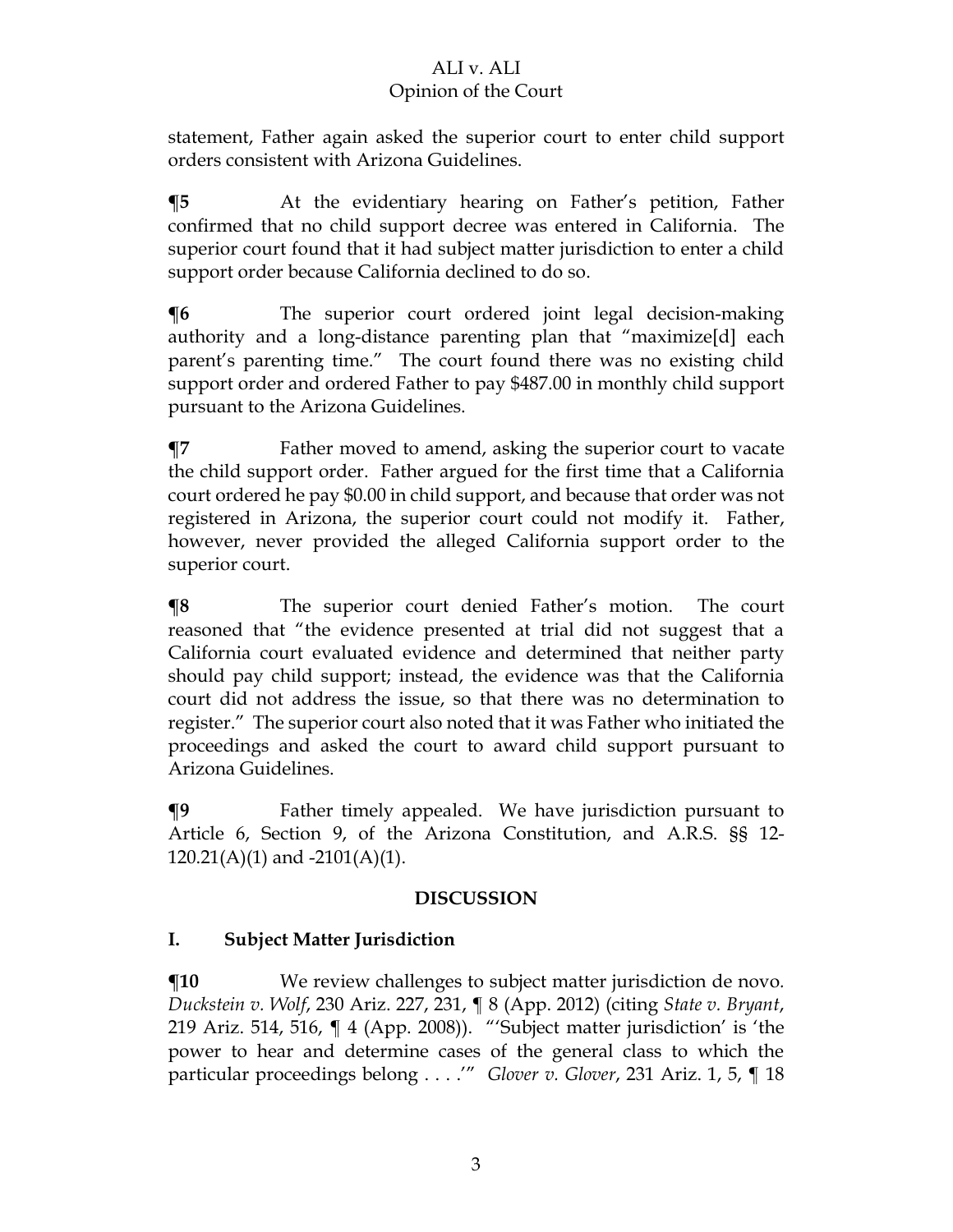statement, Father again asked the superior court to enter child support orders consistent with Arizona Guidelines.

**¶5** At the evidentiary hearing on Father's petition, Father confirmed that no child support decree was entered in California. The superior court found that it had subject matter jurisdiction to enter a child support order because California declined to do so.

**¶6** The superior court ordered joint legal decision-making authority and a long-distance parenting plan that "maximize[d] each parent's parenting time." The court found there was no existing child support order and ordered Father to pay $487.00 in monthly child support pursuant to the Arizona Guidelines.

**¶7** Father moved to amend, asking the superior court to vacate the child support order. Father argued for the first time that a California court ordered he pay $0.00 in child support, and because that order was not registered in Arizona, the superior court could not modify it. Father, however, never provided the alleged California support order to the superior court.

**¶8** The superior court denied Father's motion. The court reasoned that "the evidence presented at trial did not suggest that a California court evaluated evidence and determined that neither party should pay child support; instead, the evidence was that the California court did not address the issue, so that there was no determination to register." The superior court also noted that it was Father who initiated the proceedings and asked the court to award child support pursuant to Arizona Guidelines.

**¶9** Father timely appealed. We have jurisdiction pursuant to Article 6, Section 9, of the Arizona Constitution, and A.R.S. §§ 12-120.21(A)(1) and -2101(A)(1).

## DISCUSSION

### I. Subject Matter Jurisdiction

**¶10** We review challenges to subject matter jurisdiction de novo. *Duckstein v. Wolf*, 230 Ariz. 227, 231, ¶ 8 (App. 2012) (citing *State v. Bryant*, 219 Ariz. 514, 516, ¶ 4 (App. 2008)). "'Subject matter jurisdiction' is 'the power to hear and determine cases of the general class to which the particular proceedings belong . . . .'" *Glover v. Glover*, 231 Ariz. 1, 5, ¶ 18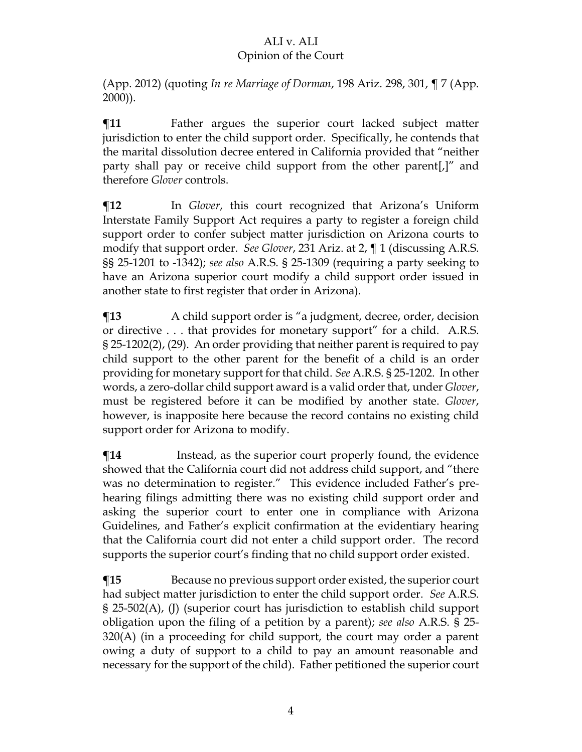(App. 2012) (quoting *In re Marriage of Dorman*, 198 Ariz. 298, 301, ¶ 7 (App. 2000)).

**¶11** Father argues the superior court lacked subject matter jurisdiction to enter the child support order. Specifically, he contends that the marital dissolution decree entered in California provided that "neither party shall pay or receive child support from the other parent[,]" and therefore *Glover* controls.

**¶12** In *Glover*, this court recognized that Arizona's Uniform Interstate Family Support Act requires a party to register a foreign child support order to confer subject matter jurisdiction on Arizona courts to modify that support order. *See Glover*, 231 Ariz. at 2, ¶ 1 (discussing A.R.S. §§ 25-1201 to -1342); *see also* A.R.S. § 25-1309 (requiring a party seeking to have an Arizona superior court modify a child support order issued in another state to first register that order in Arizona).

**¶13** A child support order is "a judgment, decree, order, decision or directive . . . that provides for monetary support" for a child. A.R.S. § 25-1202(2), (29). An order providing that neither parent is required to pay child support to the other parent for the benefit of a child is an order providing for monetary support for that child. *See* A.R.S. § 25-1202. In other words, a zero-dollar child support award is a valid order that, under *Glover*, must be registered before it can be modified by another state. *Glover*, however, is inapposite here because the record contains no existing child support order for Arizona to modify.

**¶14** Instead, as the superior court properly found, the evidence showed that the California court did not address child support, and "there was no determination to register." This evidence included Father's pre-hearing filings admitting there was no existing child support order and asking the superior court to enter one in compliance with Arizona Guidelines, and Father's explicit confirmation at the evidentiary hearing that the California court did not enter a child support order. The record supports the superior court's finding that no child support order existed.

**¶15** Because no previous support order existed, the superior court had subject matter jurisdiction to enter the child support order. *See* A.R.S. § 25-502(A), (J) (superior court has jurisdiction to establish child support obligation upon the filing of a petition by a parent); *see also* A.R.S. § 25-320(A) (in a proceeding for child support, the court may order a parent owing a duty of support to a child to pay an amount reasonable and necessary for the support of the child). Father petitioned the superior court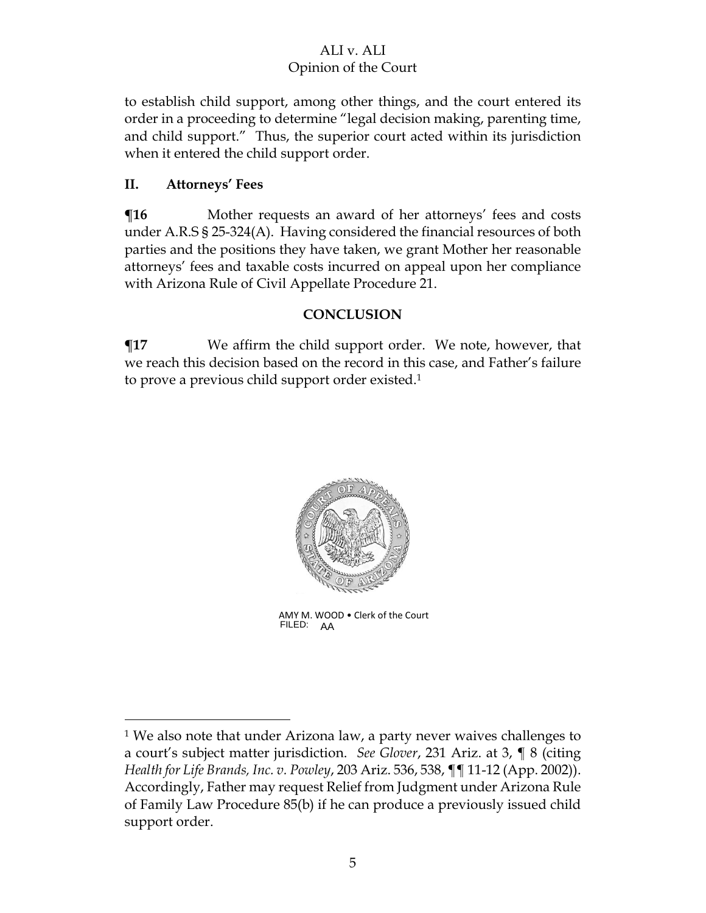to establish child support, among other things, and the court entered its order in a proceeding to determine "legal decision making, parenting time, and child support." Thus, the superior court acted within its jurisdiction when it entered the child support order.

## II. Attorneys' Fees

**¶16** Mother requests an award of her attorneys' fees and costs under A.R.S § 25-324(A). Having considered the financial resources of both parties and the positions they have taken, we grant Mother her reasonable attorneys' fees and taxable costs incurred on appeal upon her compliance with Arizona Rule of Civil Appellate Procedure 21.

## CONCLUSION

**¶17** We affirm the child support order. We note, however, that we reach this decision based on the record in this case, and Father's failure to prove a previous child support order existed.[1]

AMY M. WOOD • Clerk of the Court
FILED: AA

---

[1] We also note that under Arizona law, a party never waives challenges to a court's subject matter jurisdiction. *See Glover*, 231 Ariz. at 3, ¶ 8 (citing *Health for Life Brands, Inc. v. Powley*, 203 Ariz. 536, 538, ¶¶ 11-12 (App. 2002)). Accordingly, Father may request Relief from Judgment under Arizona Rule of Family Law Procedure 85(b) if he can produce a previously issued child support order.